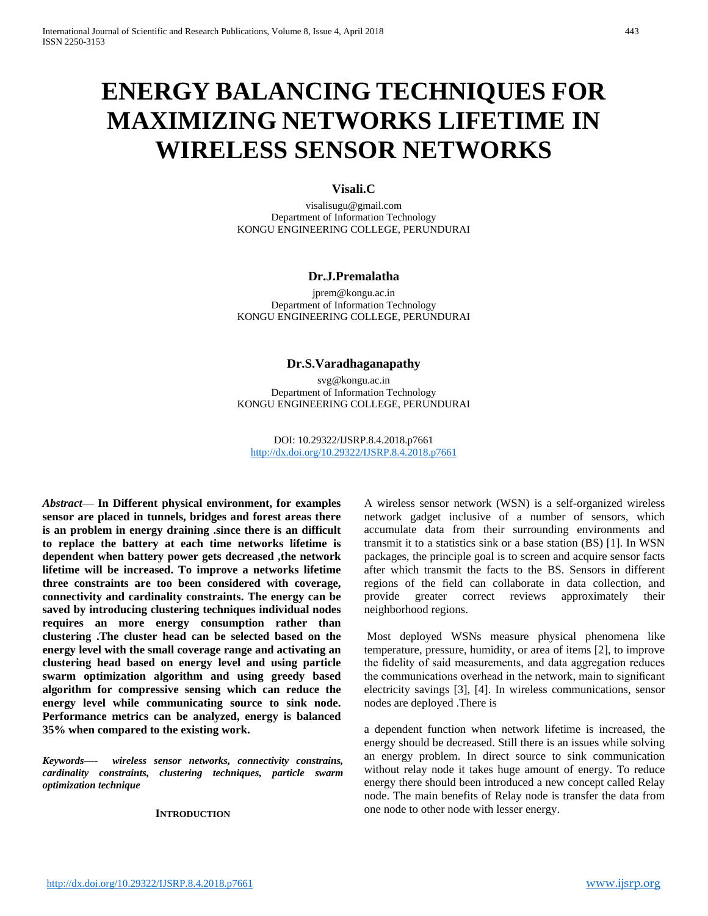# ENERGY BALANCING TECHNIQUES FOR MAXIMIZING NETWORKS LIFETIME IN WIRELESS SENSOR NETWORKS

**Visali.C**

visalisugu@gmail.com
Department of Information Technology
KONGU ENGINEERING COLLEGE, PERUNDURAI

**Dr.J.Premalatha**

jprem@kongu.ac.in
Department of Information Technology
KONGU ENGINEERING COLLEGE, PERUNDURAI

**Dr.S.Varadhaganapathy**

svg@kongu.ac.in
Department of Information Technology
KONGU ENGINEERING COLLEGE, PERUNDURAI

DOI: 10.29322/IJSRP.8.4.2018.p7661
http://dx.doi.org/10.29322/IJSRP.8.4.2018.p7661

*Abstract*— **In Different physical environment, for examples sensor are placed in tunnels, bridges and forest areas there is an problem in energy draining .since there is an difficult to replace the battery at each time networks lifetime is dependent when battery power gets decreased ,the network lifetime will be increased. To improve a networks lifetime three constraints are too been considered with coverage, connectivity and cardinality constraints. The energy can be saved by introducing clustering techniques individual nodes requires an more energy consumption rather than clustering .The cluster head can be selected based on the energy level with the small coverage range and activating an clustering head based on energy level and using particle swarm optimization algorithm and using greedy based algorithm for compressive sensing which can reduce the energy level while communicating source to sink node. Performance metrics can be analyzed, energy is balanced 35% when compared to the existing work.**

***Keywords*—- *wireless sensor networks, connectivity constrains, cardinality constraints, clustering techniques, particle swarm optimization technique***

## INTRODUCTION

A wireless sensor network (WSN) is a self-organized wireless network gadget inclusive of a number of sensors, which accumulate data from their surrounding environments and transmit it to a statistics sink or a base station (BS) [1]. In WSN packages, the principle goal is to screen and acquire sensor facts after which transmit the facts to the BS. Sensors in different regions of the field can collaborate in data collection, and provide greater correct reviews approximately their neighborhood regions.

Most deployed WSNs measure physical phenomena like temperature, pressure, humidity, or area of items [2], to improve the fidelity of said measurements, and data aggregation reduces the communications overhead in the network, main to significant electricity savings [3], [4]. In wireless communications, sensor nodes are deployed .There is

a dependent function when network lifetime is increased, the energy should be decreased. Still there is an issues while solving an energy problem. In direct source to sink communication without relay node it takes huge amount of energy. To reduce energy there should been introduced a new concept called Relay node. The main benefits of Relay node is transfer the data from one node to other node with lesser energy.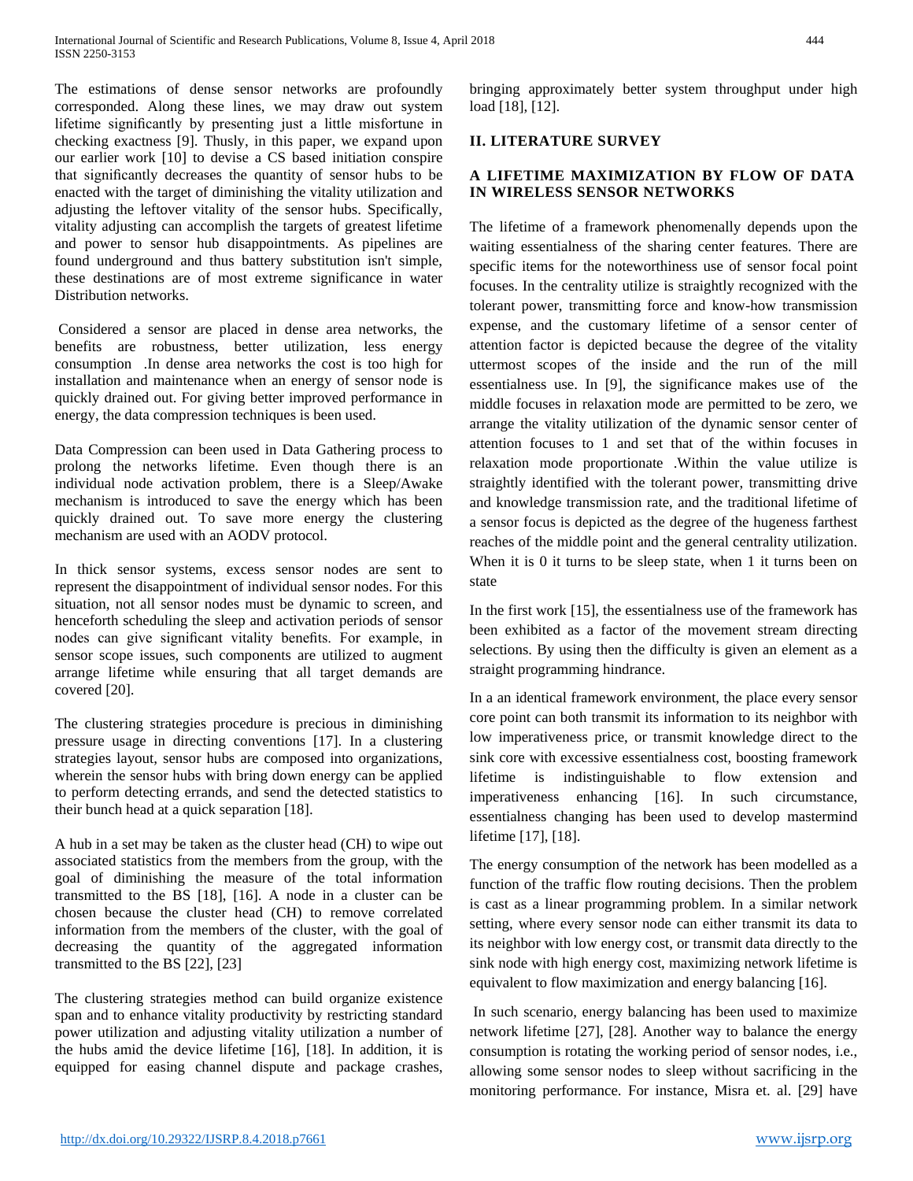The estimations of dense sensor networks are profoundly corresponded. Along these lines, we may draw out system lifetime significantly by presenting just a little misfortune in checking exactness [9]. Thusly, in this paper, we expand upon our earlier work [10] to devise a CS based initiation conspire that significantly decreases the quantity of sensor hubs to be enacted with the target of diminishing the vitality utilization and adjusting the leftover vitality of the sensor hubs. Specifically, vitality adjusting can accomplish the targets of greatest lifetime and power to sensor hub disappointments. As pipelines are found underground and thus battery substitution isn't simple, these destinations are of most extreme significance in water Distribution networks.

Considered a sensor are placed in dense area networks, the benefits are robustness, better utilization, less energy consumption .In dense area networks the cost is too high for installation and maintenance when an energy of sensor node is quickly drained out. For giving better improved performance in energy, the data compression techniques is been used.

Data Compression can been used in Data Gathering process to prolong the networks lifetime. Even though there is an individual node activation problem, there is a Sleep/Awake mechanism is introduced to save the energy which has been quickly drained out. To save more energy the clustering mechanism are used with an AODV protocol.

In thick sensor systems, excess sensor nodes are sent to represent the disappointment of individual sensor nodes. For this situation, not all sensor nodes must be dynamic to screen, and henceforth scheduling the sleep and activation periods of sensor nodes can give significant vitality benefits. For example, in sensor scope issues, such components are utilized to augment arrange lifetime while ensuring that all target demands are covered [20].

The clustering strategies procedure is precious in diminishing pressure usage in directing conventions [17]. In a clustering strategies layout, sensor hubs are composed into organizations, wherein the sensor hubs with bring down energy can be applied to perform detecting errands, and send the detected statistics to their bunch head at a quick separation [18].

A hub in a set may be taken as the cluster head (CH) to wipe out associated statistics from the members from the group, with the goal of diminishing the measure of the total information transmitted to the BS [18], [16]. A node in a cluster can be chosen because the cluster head (CH) to remove correlated information from the members of the cluster, with the goal of decreasing the quantity of the aggregated information transmitted to the BS [22], [23]

The clustering strategies method can build organize existence span and to enhance vitality productivity by restricting standard power utilization and adjusting vitality utilization a number of the hubs amid the device lifetime [16], [18]. In addition, it is equipped for easing channel dispute and package crashes, bringing approximately better system throughput under high load [18], [12].

## II. LITERATURE SURVEY

### A LIFETIME MAXIMIZATION BY FLOW OF DATA IN WIRELESS SENSOR NETWORKS

The lifetime of a framework phenomenally depends upon the waiting essentialness of the sharing center features. There are specific items for the noteworthiness use of sensor focal point focuses. In the centrality utilize is straightly recognized with the tolerant power, transmitting force and know-how transmission expense, and the customary lifetime of a sensor center of attention factor is depicted because the degree of the vitality uttermost scopes of the inside and the run of the mill essentialness use. In [9], the significance makes use of the middle focuses in relaxation mode are permitted to be zero, we arrange the vitality utilization of the dynamic sensor center of attention focuses to 1 and set that of the within focuses in relaxation mode proportionate .Within the value utilize is straightly identified with the tolerant power, transmitting drive and knowledge transmission rate, and the traditional lifetime of a sensor focus is depicted as the degree of the hugeness farthest reaches of the middle point and the general centrality utilization. When it is 0 it turns to be sleep state, when 1 it turns been on state

In the first work [15], the essentialness use of the framework has been exhibited as a factor of the movement stream directing selections. By using then the difficulty is given an element as a straight programming hindrance.

In a an identical framework environment, the place every sensor core point can both transmit its information to its neighbor with low imperativeness price, or transmit knowledge direct to the sink core with excessive essentialness cost, boosting framework lifetime is indistinguishable to flow extension and imperativeness enhancing [16]. In such circumstance, essentialness changing has been used to develop mastermind lifetime [17], [18].

The energy consumption of the network has been modelled as a function of the traffic flow routing decisions. Then the problem is cast as a linear programming problem. In a similar network setting, where every sensor node can either transmit its data to its neighbor with low energy cost, or transmit data directly to the sink node with high energy cost, maximizing network lifetime is equivalent to flow maximization and energy balancing [16].

In such scenario, energy balancing has been used to maximize network lifetime [27], [28]. Another way to balance the energy consumption is rotating the working period of sensor nodes, i.e., allowing some sensor nodes to sleep without sacrificing in the monitoring performance. For instance, Misra et. al. [29] have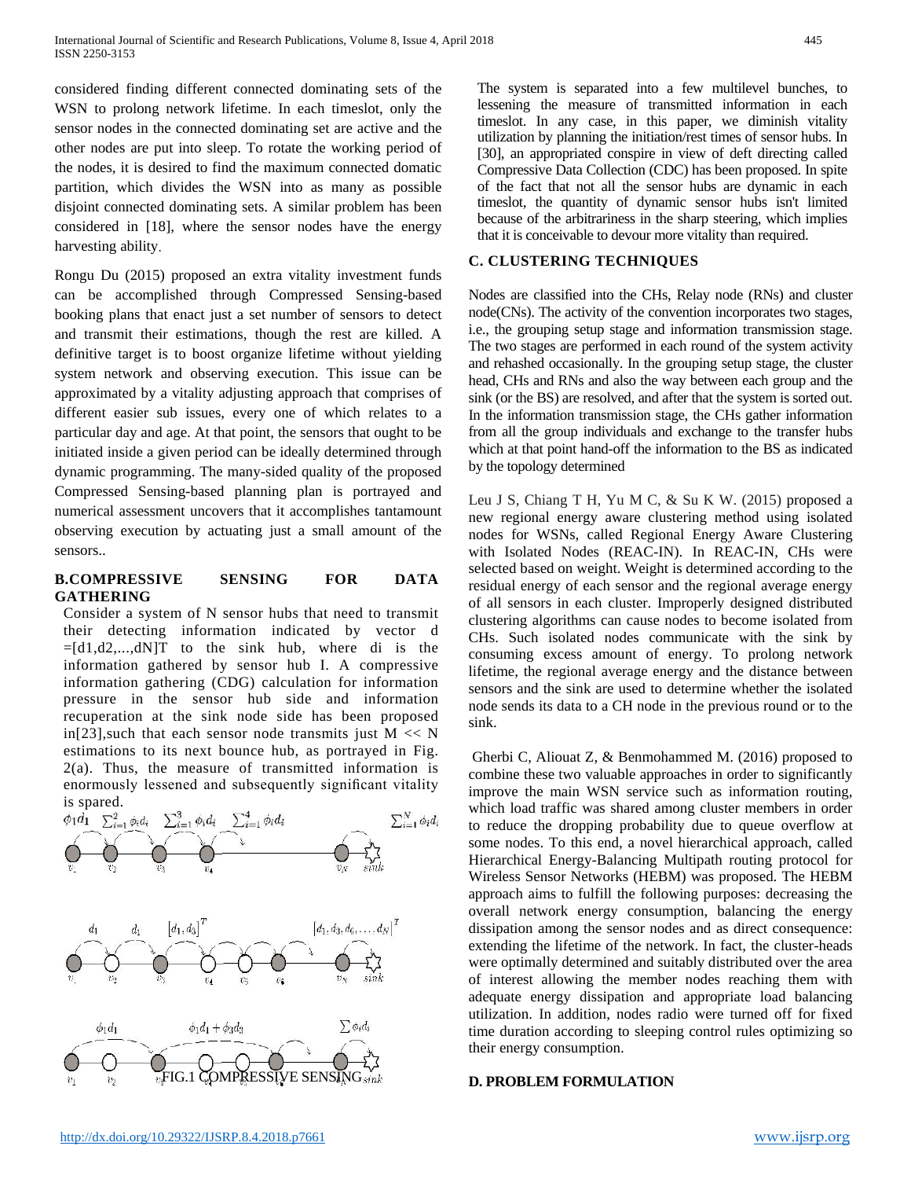considered finding different connected dominating sets of the WSN to prolong network lifetime. In each timeslot, only the sensor nodes in the connected dominating set are active and the other nodes are put into sleep. To rotate the working period of the nodes, it is desired to find the maximum connected domatic partition, which divides the WSN into as many as possible disjoint connected dominating sets. A similar problem has been considered in [18], where the sensor nodes have the energy harvesting ability.

Rongu Du (2015) proposed an extra vitality investment funds can be accomplished through Compressed Sensing-based booking plans that enact just a set number of sensors to detect and transmit their estimations, though the rest are killed. A definitive target is to boost organize lifetime without yielding system network and observing execution. This issue can be approximated by a vitality adjusting approach that comprises of different easier sub issues, every one of which relates to a particular day and age. At that point, the sensors that ought to be initiated inside a given period can be ideally determined through dynamic programming. The many-sided quality of the proposed Compressed Sensing-based planning plan is portrayed and numerical assessment uncovers that it accomplishes tantamount observing execution by actuating just a small amount of the sensors..

### B.COMPRESSIVE SENSING FOR DATA GATHERING

Consider a system of N sensor hubs that need to transmit their detecting information indicated by vector d $=[d1,d2,...,dN]T$ to the sink hub, where di is the information gathered by sensor hub I. A compressive information gathering (CDG) calculation for information pressure in the sensor hub side and information recuperation at the sink node side has been proposed in[23],such that each sensor node transmits just M << N estimations to its next bounce hub, as portrayed in Fig. 2(a). Thus, the measure of transmitted information is enormously lessened and subsequently significant vitality is spared.

FIG.1 COMPRESSIVE SENSING

The system is separated into a few multilevel bunches, to lessening the measure of transmitted information in each timeslot. In any case, in this paper, we diminish vitality utilization by planning the initiation/rest times of sensor hubs. In [30], an appropriated conspire in view of deft directing called Compressive Data Collection (CDC) has been proposed. In spite of the fact that not all the sensor hubs are dynamic in each timeslot, the quantity of dynamic sensor hubs isn't limited because of the arbitrariness in the sharp steering, which implies that it is conceivable to devour more vitality than required.

### C. CLUSTERING TECHNIQUES

Nodes are classified into the CHs, Relay node (RNs) and cluster node(CNs). The activity of the convention incorporates two stages, i.e., the grouping setup stage and information transmission stage. The two stages are performed in each round of the system activity and rehashed occasionally. In the grouping setup stage, the cluster head, CHs and RNs and also the way between each group and the sink (or the BS) are resolved, and after that the system is sorted out. In the information transmission stage, the CHs gather information from all the group individuals and exchange to the transfer hubs which at that point hand-off the information to the BS as indicated by the topology determined

Leu J S, Chiang T H, Yu M C, & Su K W. (2015) proposed a new regional energy aware clustering method using isolated nodes for WSNs, called Regional Energy Aware Clustering with Isolated Nodes (REAC-IN). In REAC-IN, CHs were selected based on weight. Weight is determined according to the residual energy of each sensor and the regional average energy of all sensors in each cluster. Improperly designed distributed clustering algorithms can cause nodes to become isolated from CHs. Such isolated nodes communicate with the sink by consuming excess amount of energy. To prolong network lifetime, the regional average energy and the distance between sensors and the sink are used to determine whether the isolated node sends its data to a CH node in the previous round or to the sink.

Gherbi C, Aliouat Z, & Benmohammed M. (2016) proposed to combine these two valuable approaches in order to significantly improve the main WSN service such as information routing, which load traffic was shared among cluster members in order to reduce the dropping probability due to queue overflow at some nodes. To this end, a novel hierarchical approach, called Hierarchical Energy-Balancing Multipath routing protocol for Wireless Sensor Networks (HEBM) was proposed. The HEBM approach aims to fulfill the following purposes: decreasing the overall network energy consumption, balancing the energy dissipation among the sensor nodes and as direct consequence: extending the lifetime of the network. In fact, the cluster-heads were optimally determined and suitably distributed over the area of interest allowing the member nodes reaching them with adequate energy dissipation and appropriate load balancing utilization. In addition, nodes radio were turned off for fixed time duration according to sleeping control rules optimizing so their energy consumption.

### D. PROBLEM FORMULATION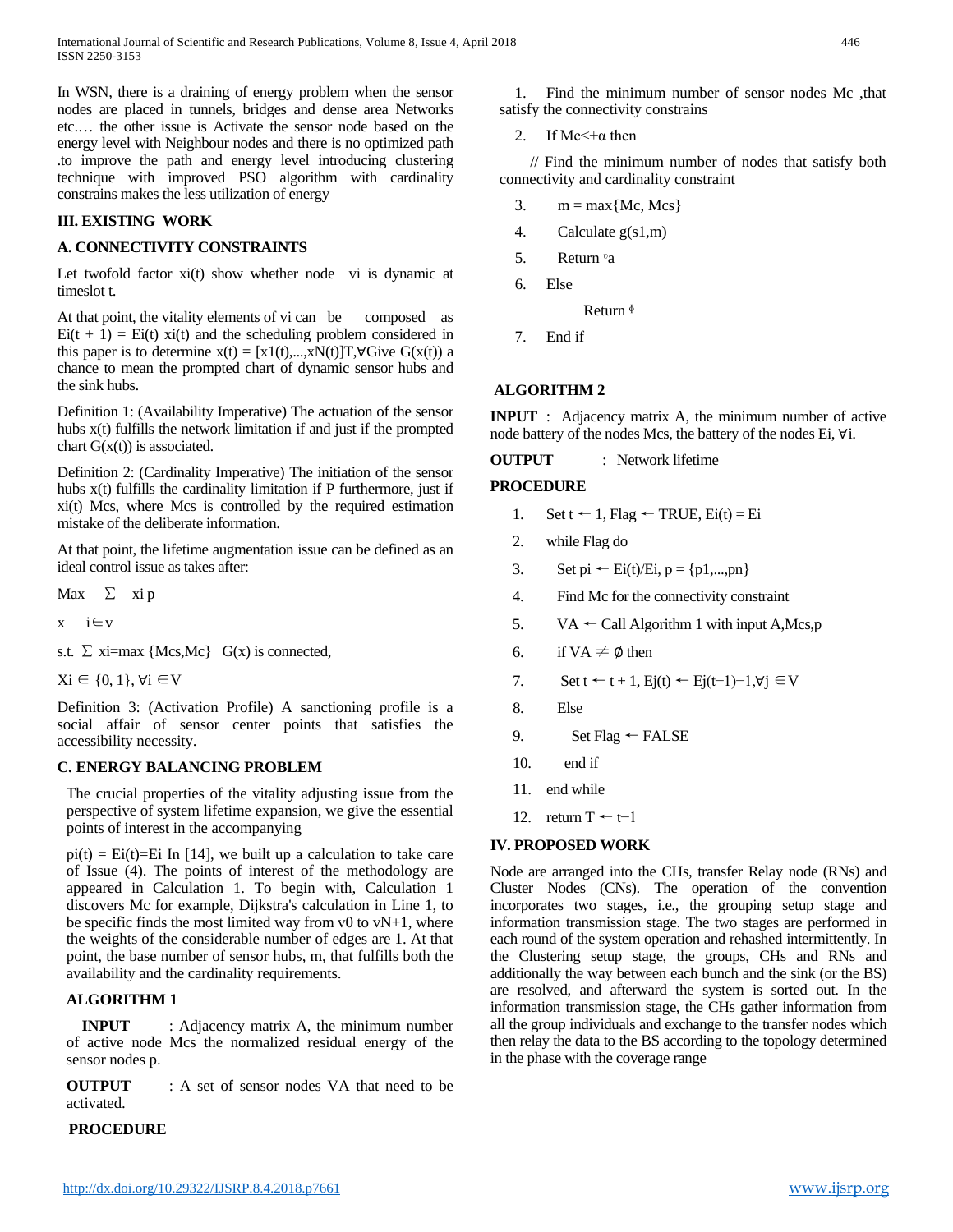In WSN, there is a draining of energy problem when the sensor nodes are placed in tunnels, bridges and dense area Networks etc.… the other issue is Activate the sensor node based on the energy level with Neighbour nodes and there is no optimized path .to improve the path and energy level introducing clustering technique with improved PSO algorithm with cardinality constrains makes the less utilization of energy

## III. EXISTING WORK

### A. CONNECTIVITY CONSTRAINTS

Let twofold factor $x_i(t)$ show whether node $v_i$ is dynamic at timeslot t.

At that point, the vitality elements of vi can be composed as $E_i(t + 1) = E_i(t)\ x_i(t)$ and the scheduling problem considered in this paper is to determine $x(t) = [x_1(t),...,x_N(t)]^T$,∀Give $G(x(t))$ a chance to mean the prompted chart of dynamic sensor hubs and the sink hubs.

Definition 1: (Availability Imperative) The actuation of the sensor hubs x(t) fulfills the network limitation if and just if the prompted chart G(x(t)) is associated.

Definition 2: (Cardinality Imperative) The initiation of the sensor hubs x(t) fulfills the cardinality limitation if P furthermore, just if xi(t) Mcs, where Mcs is controlled by the required estimation mistake of the deliberate information.

At that point, the lifetime augmentation issue can be defined as an ideal control issue as takes after:

$$\max_{x} \sum_{i \in v} x_i\, p$$

s.t. $\sum x_i = \max\{Mcs, Mc\}$ G(x) is connected,

$X_i \in \{0, 1\}, \forall i \in V$

Definition 3: (Activation Profile) A sanctioning profile is a social affair of sensor center points that satisfies the accessibility necessity.

### C. ENERGY BALANCING PROBLEM

The crucial properties of the vitality adjusting issue from the perspective of system lifetime expansion, we give the essential points of interest in the accompanying

$p_i(t) = E_i(t)=E_i$ In [14], we built up a calculation to take care of Issue (4). The points of interest of the methodology are appeared in Calculation 1. To begin with, Calculation 1 discovers Mc for example, Dijkstra's calculation in Line 1, to be specific finds the most limited way from $v_0$ to $v_{N+1}$, where the weights of the considerable number of edges are 1. At that point, the base number of sensor hubs, m, that fulfills both the availability and the cardinality requirements.

#### ALGORITHM 1

**INPUT** : Adjacency matrix A, the minimum number of active node Mcs the normalized residual energy of the sensor nodes p.

**OUTPUT** : A set of sensor nodes VA that need to be activated.

**PROCEDURE**

1. Find the minimum number of sensor nodes Mc ,that satisfy the connectivity constrains
2. If Mc<+α then

   // Find the minimum number of nodes that satisfy both connectivity and cardinality constraint

3. m = max{Mc, Mcs}
4. Calculate g(s1,m)
5. Return ᵛa
6. Else

   Return ᶲ

7. End if

#### ALGORITHM 2

**INPUT** : Adjacency matrix A, the minimum number of active node battery of the nodes Mcs, the battery of the nodes Ei, ∀i.

**OUTPUT** : Network lifetime

**PROCEDURE**

1. Set t ← 1, Flag ← TRUE, Ei(t) = Ei
2. while Flag do
3. Set pi ← Ei(t)/Ei, p = {p1,...,pn}
4. Find Mc for the connectivity constraint
5. VA ← Call Algorithm 1 with input A,Mcs,p
6. if VA ≠ ∅ then
7. Set t ← t + 1, Ej(t) ← Ej(t−1)−1,∀j ∈V
8. Else
9. Set Flag ← FALSE
10. end if
11. end while
12. return T ← t−1

## IV. PROPOSED WORK

Node are arranged into the CHs, transfer Relay node (RNs) and Cluster Nodes (CNs). The operation of the convention incorporates two stages, i.e., the grouping setup stage and information transmission stage. The two stages are performed in each round of the system operation and rehashed intermittently. In the Clustering setup stage, the groups, CHs and RNs and additionally the way between each bunch and the sink (or the BS) are resolved, and afterward the system is sorted out. In the information transmission stage, the CHs gather information from all the group individuals and exchange to the transfer nodes which then relay the data to the BS according to the topology determined in the phase with the coverage range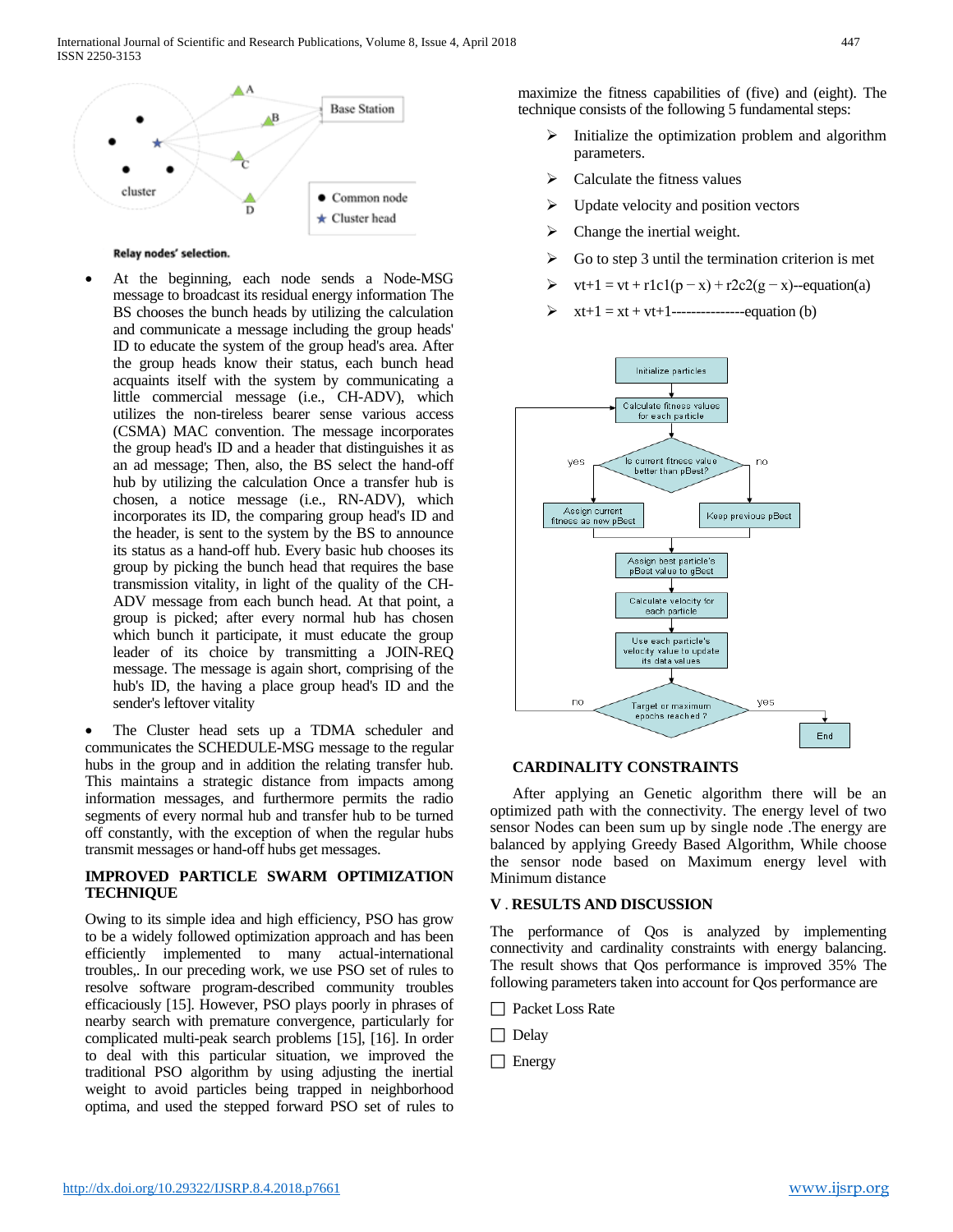Relay nodes' selection.

- At the beginning, each node sends a Node-MSG message to broadcast its residual energy information The BS chooses the bunch heads by utilizing the calculation and communicate a message including the group heads' ID to educate the system of the group head's area. After the group heads know their status, each bunch head acquaints itself with the system by communicating a little commercial message (i.e., CH-ADV), which utilizes the non-tireless bearer sense various access (CSMA) MAC convention. The message incorporates the group head's ID and a header that distinguishes it as an ad message; Then, also, the BS select the hand-off hub by utilizing the calculation Once a transfer hub is chosen, a notice message (i.e., RN-ADV), which incorporates its ID, the comparing group head's ID and the header, is sent to the system by the BS to announce its status as a hand-off hub. Every basic hub chooses its group by picking the bunch head that requires the base transmission vitality, in light of the quality of the CH-ADV message from each bunch head. At that point, a group is picked; after every normal hub has chosen which bunch it participate, it must educate the group leader of its choice by transmitting a JOIN-REQ message. The message is again short, comprising of the hub's ID, the having a place group head's ID and the sender's leftover vitality

- The Cluster head sets up a TDMA scheduler and communicates the SCHEDULE-MSG message to the regular hubs in the group and in addition the relating transfer hub. This maintains a strategic distance from impacts among information messages, and furthermore permits the radio segments of every normal hub and transfer hub to be turned off constantly, with the exception of when the regular hubs transmit messages or hand-off hubs get messages.

## IMPROVED PARTICLE SWARM OPTIMIZATION TECHNIQUE

Owing to its simple idea and high efficiency, PSO has grow to be a widely followed optimization approach and has been efficiently implemented to many actual-international troubles,. In our preceding work, we use PSO set of rules to resolve software program-described community troubles efficaciously [15]. However, PSO plays poorly in phrases of nearby search with premature convergence, particularly for complicated multi-peak search problems [15], [16]. In order to deal with this particular situation, we improved the traditional PSO algorithm by using adjusting the inertial weight to avoid particles being trapped in neighborhood optima, and used the stepped forward PSO set of rules to maximize the fitness capabilities of (five) and (eight). The technique consists of the following 5 fundamental steps:

- Initialize the optimization problem and algorithm parameters.
- Calculate the fitness values
- Update velocity and position vectors
- Change the inertial weight.
- Go to step 3 until the termination criterion is met
- vt+1 = vt + r1c1(p − x) + r2c2(g − x)--equation(a)
- xt+1 = xt + vt+1---------------equation (b)

## CARDINALITY CONSTRAINTS

After applying an Genetic algorithm there will be an optimized path with the connectivity. The energy level of two sensor Nodes can been sum up by single node .The energy are balanced by applying Greedy Based Algorithm, While choose the sensor node based on Maximum energy level with Minimum distance

## V . RESULTS AND DISCUSSION

The performance of Qos is analyzed by implementing connectivity and cardinality constraints with energy balancing. The result shows that Qos performance is improved 35% The following parameters taken into account for Qos performance are

- ☐ Packet Loss Rate
- ☐ Delay
- ☐ Energy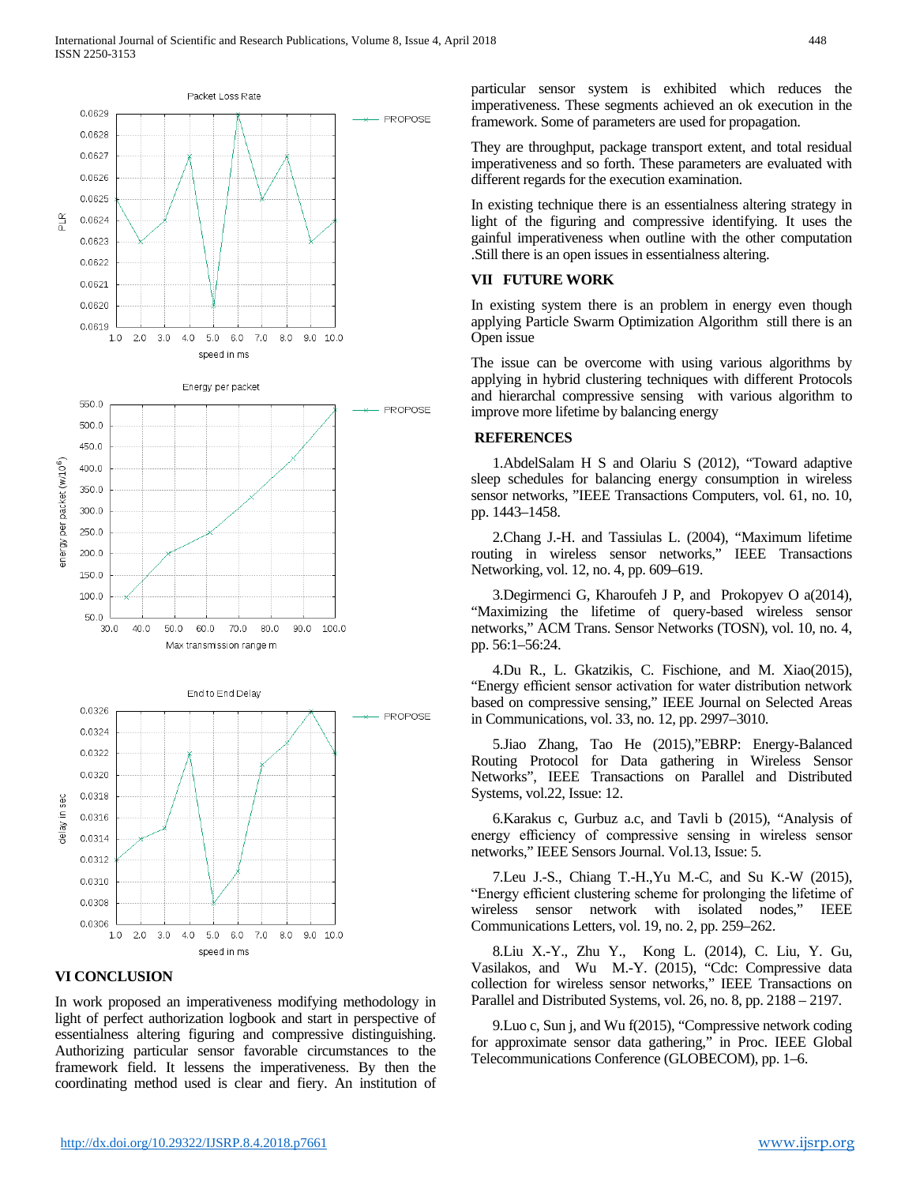Packet Loss Rate

Energy per packet

End to End Delay

## VI CONCLUSION

In work proposed an imperativeness modifying methodology in light of perfect authorization logbook and start in perspective of essentialness altering figuring and compressive distinguishing. Authorizing particular sensor favorable circumstances to the framework field. It lessens the imperativeness. By then the coordinating method used is clear and fiery. An institution of particular sensor system is exhibited which reduces the imperativeness. These segments achieved an ok execution in the framework. Some of parameters are used for propagation.

They are throughput, package transport extent, and total residual imperativeness and so forth. These parameters are evaluated with different regards for the execution examination.

In existing technique there is an essentialness altering strategy in light of the figuring and compressive identifying. It uses the gainful imperativeness when outline with the other computation .Still there is an open issues in essentialness altering.

## VII FUTURE WORK

In existing system there is an problem in energy even though applying Particle Swarm Optimization Algorithm still there is an Open issue

The issue can be overcome with using various algorithms by applying in hybrid clustering techniques with different Protocols and hierarchal compressive sensing with various algorithm to improve more lifetime by balancing energy

## REFERENCES

1.AbdelSalam H S and Olariu S (2012), "Toward adaptive sleep schedules for balancing energy consumption in wireless sensor networks, "IEEE Transactions Computers, vol. 61, no. 10, pp. 1443–1458.

2.Chang J.-H. and Tassiulas L. (2004), "Maximum lifetime routing in wireless sensor networks," IEEE Transactions Networking, vol. 12, no. 4, pp. 609–619.

3.Degirmenci G, Kharoufeh J P, and Prokopyev O a(2014), "Maximizing the lifetime of query-based wireless sensor networks," ACM Trans. Sensor Networks (TOSN), vol. 10, no. 4, pp. 56:1–56:24.

4.Du R., L. Gkatzikis, C. Fischione, and M. Xiao(2015), "Energy efficient sensor activation for water distribution network based on compressive sensing," IEEE Journal on Selected Areas in Communications, vol. 33, no. 12, pp. 2997–3010.

5.Jiao Zhang, Tao He (2015),"EBRP: Energy-Balanced Routing Protocol for Data gathering in Wireless Sensor Networks", IEEE Transactions on Parallel and Distributed Systems, vol.22, Issue: 12.

6.Karakus c, Gurbuz a.c, and Tavli b (2015), "Analysis of energy efficiency of compressive sensing in wireless sensor networks," IEEE Sensors Journal. Vol.13, Issue: 5.

7.Leu J.-S., Chiang T.-H.,Yu M.-C, and Su K.-W (2015), "Energy efficient clustering scheme for prolonging the lifetime of wireless sensor network with isolated nodes," IEEE Communications Letters, vol. 19, no. 2, pp. 259–262.

8.Liu X.-Y., Zhu Y., Kong L. (2014), C. Liu, Y. Gu, Vasilakos, and Wu M.-Y. (2015), "Cdc: Compressive data collection for wireless sensor networks," IEEE Transactions on Parallel and Distributed Systems, vol. 26, no. 8, pp. 2188 – 2197.

9.Luo c, Sun j, and Wu f(2015), "Compressive network coding for approximate sensor data gathering," in Proc. IEEE Global Telecommunications Conference (GLOBECOM), pp. 1–6.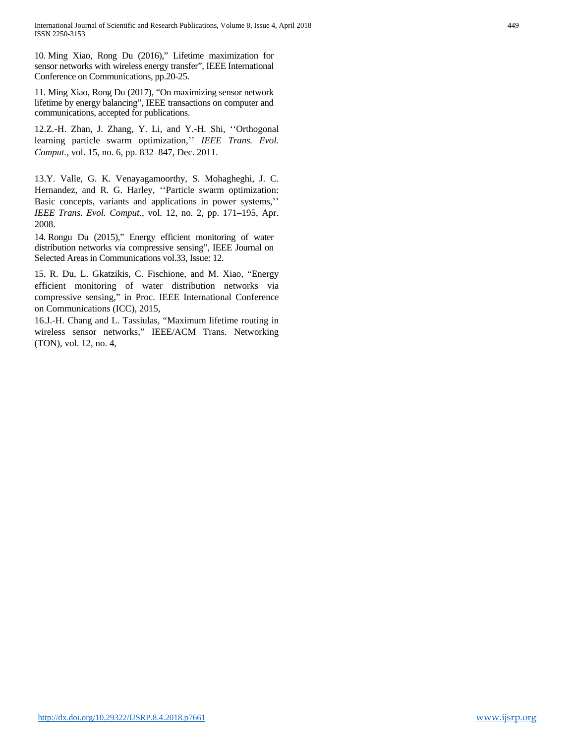10. Ming Xiao, Rong Du (2016)," Lifetime maximization for sensor networks with wireless energy transfer", IEEE International Conference on Communications, pp.20-25.

11. Ming Xiao, Rong Du (2017), "On maximizing sensor network lifetime by energy balancing", IEEE transactions on computer and communications, accepted for publications.

12.Z.-H. Zhan, J. Zhang, Y. Li, and Y.-H. Shi, ''Orthogonal learning particle swarm optimization,'' *IEEE Trans. Evol. Comput.*, vol. 15, no. 6, pp. 832–847, Dec. 2011.

13.Y. Valle, G. K. Venayagamoorthy, S. Mohagheghi, J. C. Hernandez, and R. G. Harley, ''Particle swarm optimization: Basic concepts, variants and applications in power systems,'' *IEEE Trans. Evol. Comput.*, vol. 12, no. 2, pp. 171–195, Apr. 2008.

14. Rongu Du (2015)," Energy efficient monitoring of water distribution networks via compressive sensing", IEEE Journal on Selected Areas in Communications vol.33, Issue: 12.

15. R. Du, L. Gkatzikis, C. Fischione, and M. Xiao, "Energy efficient monitoring of water distribution networks via compressive sensing," in Proc. IEEE International Conference on Communications (ICC), 2015,

16.J.-H. Chang and L. Tassiulas, "Maximum lifetime routing in wireless sensor networks," IEEE/ACM Trans. Networking (TON), vol. 12, no. 4,